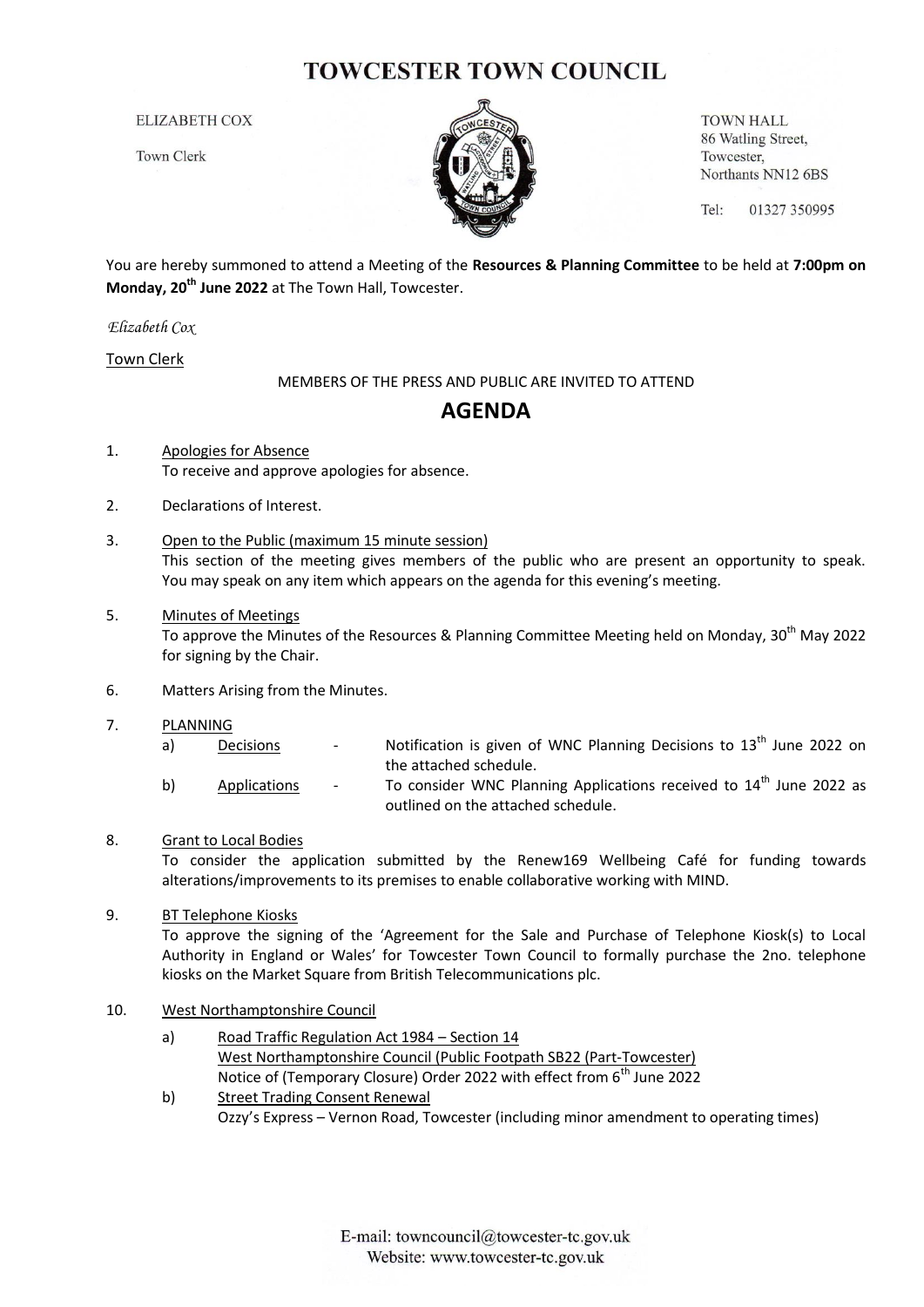# TOWCESTER TOWN COUNCIL

ELIZABETH COX
Town Clerk

TOWN HALL
86 Watling Street,
Towcester,
Northants NN12 6BS

Tel: 01327 350995

You are hereby summoned to attend a Meeting of the **Resources & Planning Committee** to be held at **7:00pm on Monday, 20th June 2022** at The Town Hall, Towcester.

*Elizabeth Cox*

Town Clerk

MEMBERS OF THE PRESS AND PUBLIC ARE INVITED TO ATTEND

## AGENDA

1. Apologies for Absence
   To receive and approve apologies for absence.

2. Declarations of Interest.

3. Open to the Public (maximum 15 minute session)
   This section of the meeting gives members of the public who are present an opportunity to speak. You may speak on any item which appears on the agenda for this evening's meeting.

5. Minutes of Meetings
   To approve the Minutes of the Resources & Planning Committee Meeting held on Monday, 30th May 2022 for signing by the Chair.

6. Matters Arising from the Minutes.

7. PLANNING
   a) Decisions - Notification is given of WNC Planning Decisions to 13th June 2022 on the attached schedule.
   b) Applications - To consider WNC Planning Applications received to 14th June 2022 as outlined on the attached schedule.

8. Grant to Local Bodies
   To consider the application submitted by the Renew169 Wellbeing Café for funding towards alterations/improvements to its premises to enable collaborative working with MIND.

9. BT Telephone Kiosks
   To approve the signing of the 'Agreement for the Sale and Purchase of Telephone Kiosk(s) to Local Authority in England or Wales' for Towcester Town Council to formally purchase the 2no. telephone kiosks on the Market Square from British Telecommunications plc.

10. West Northamptonshire Council
    a) Road Traffic Regulation Act 1984 – Section 14
       West Northamptonshire Council (Public Footpath SB22 (Part-Towcester)
       Notice of (Temporary Closure) Order 2022 with effect from 6th June 2022
    b) Street Trading Consent Renewal
       Ozzy's Express – Vernon Road, Towcester (including minor amendment to operating times)

E-mail: towncouncil@towcester-tc.gov.uk
Website: www.towcester-tc.gov.uk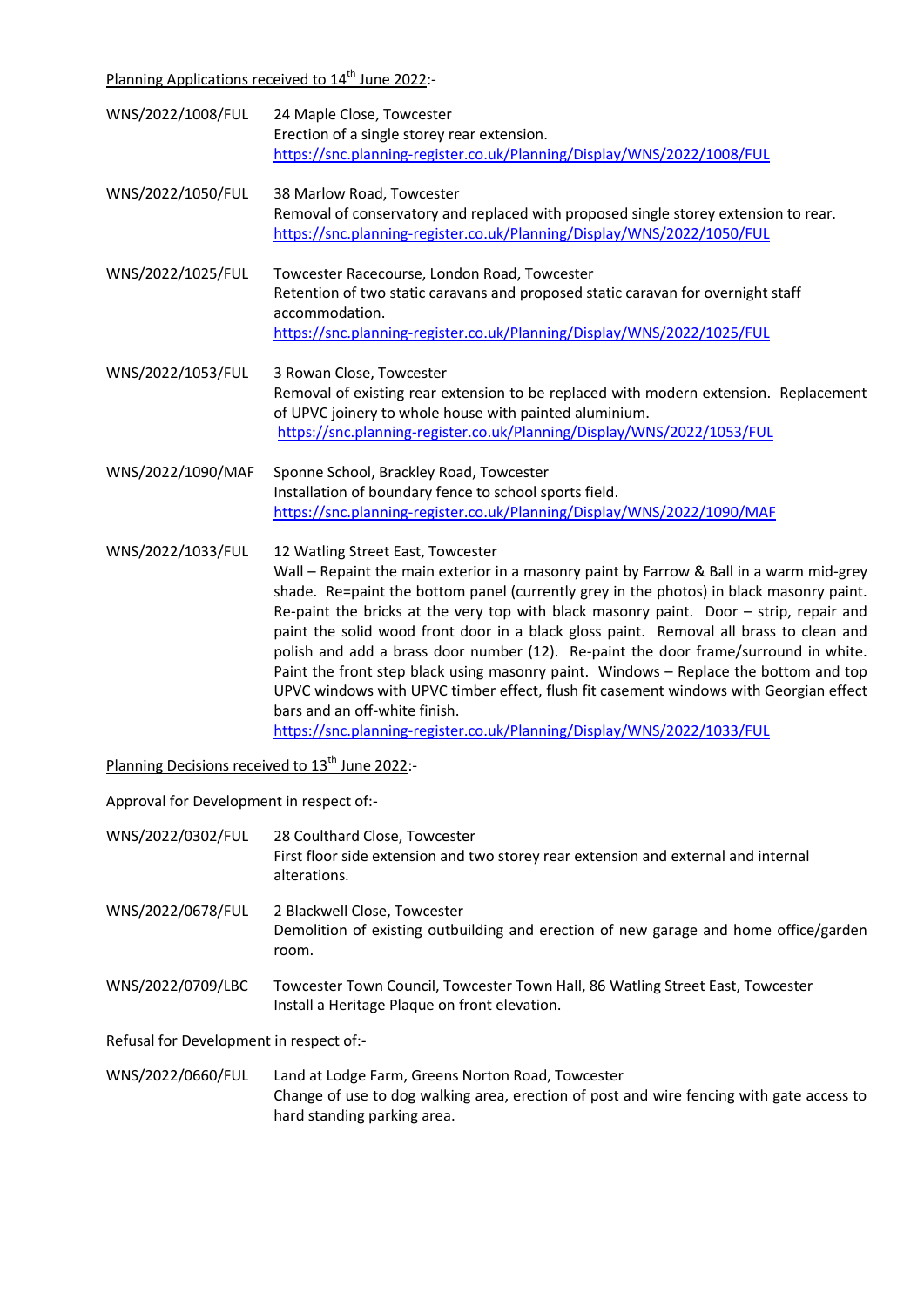Planning Applications received to 14th June 2022:-

WNS/2022/1008/FUL
24 Maple Close, Towcester
Erection of a single storey rear extension.
https://snc.planning-register.co.uk/Planning/Display/WNS/2022/1008/FUL

WNS/2022/1050/FUL
38 Marlow Road, Towcester
Removal of conservatory and replaced with proposed single storey extension to rear.
https://snc.planning-register.co.uk/Planning/Display/WNS/2022/1050/FUL

WNS/2022/1025/FUL
Towcester Racecourse, London Road, Towcester
Retention of two static caravans and proposed static caravan for overnight staff accommodation.
https://snc.planning-register.co.uk/Planning/Display/WNS/2022/1025/FUL

WNS/2022/1053/FUL
3 Rowan Close, Towcester
Removal of existing rear extension to be replaced with modern extension. Replacement of UPVC joinery to whole house with painted aluminium.
https://snc.planning-register.co.uk/Planning/Display/WNS/2022/1053/FUL

WNS/2022/1090/MAF
Sponne School, Brackley Road, Towcester
Installation of boundary fence to school sports field.
https://snc.planning-register.co.uk/Planning/Display/WNS/2022/1090/MAF

WNS/2022/1033/FUL
12 Watling Street East, Towcester
Wall – Repaint the main exterior in a masonry paint by Farrow & Ball in a warm mid-grey shade. Re=paint the bottom panel (currently grey in the photos) in black masonry paint. Re-paint the bricks at the very top with black masonry paint. Door – strip, repair and paint the solid wood front door in a black gloss paint. Removal all brass to clean and polish and add a brass door number (12). Re-paint the door frame/surround in white. Paint the front step black using masonry paint. Windows – Replace the bottom and top UPVC windows with UPVC timber effect, flush fit casement windows with Georgian effect bars and an off-white finish.
https://snc.planning-register.co.uk/Planning/Display/WNS/2022/1033/FUL

Planning Decisions received to 13th June 2022:-

Approval for Development in respect of:-

WNS/2022/0302/FUL
28 Coulthard Close, Towcester
First floor side extension and two storey rear extension and external and internal alterations.

WNS/2022/0678/FUL
2 Blackwell Close, Towcester
Demolition of existing outbuilding and erection of new garage and home office/garden room.

WNS/2022/0709/LBC
Towcester Town Council, Towcester Town Hall, 86 Watling Street East, Towcester
Install a Heritage Plaque on front elevation.

Refusal for Development in respect of:-

WNS/2022/0660/FUL
Land at Lodge Farm, Greens Norton Road, Towcester
Change of use to dog walking area, erection of post and wire fencing with gate access to hard standing parking area.